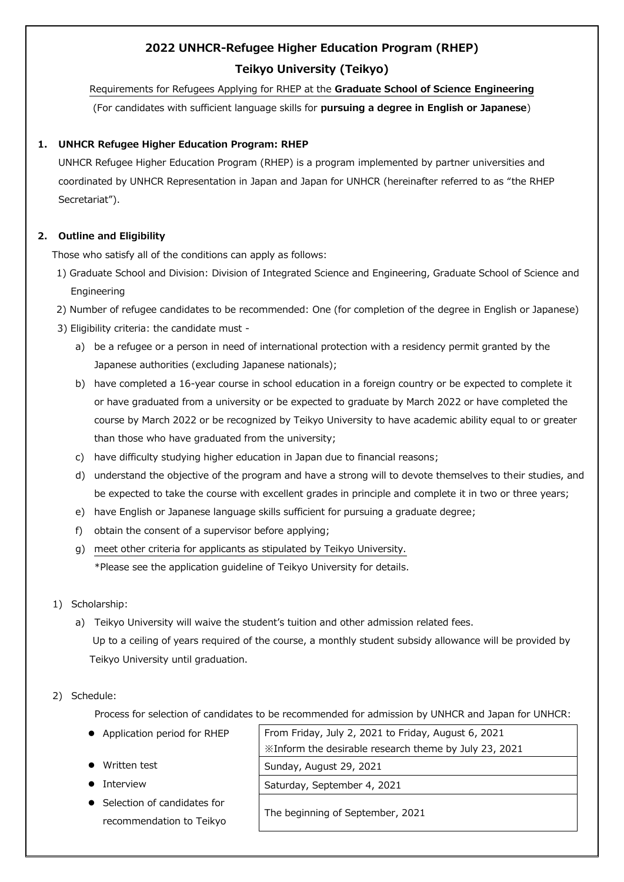# 2022 UNHCR-Refugee Higher Education Program (RHEP)

# Teikyo University (Teikyo)

Requirements for Refugees Applying for RHEP at the **Graduate School of Science Engineering**

(For candidates with sufficient language skills for **pursuing a degree in English or Japanese**)

## 1. UNHCR Refugee Higher Education Program: RHEP

UNHCR Refugee Higher Education Program (RHEP) is a program implemented by partner universities and coordinated by UNHCR Representation in Japan and Japan for UNHCR (hereinafter referred to as "the RHEP Secretariat").

## 2. Outline and Eligibility

Those who satisfy all of the conditions can apply as follows:

1) Graduate School and Division: Division of Integrated Science and Engineering, Graduate School of Science and Engineering
2) Number of refugee candidates to be recommended: One (for completion of the degree in English or Japanese)
3) Eligibility criteria: the candidate must -
   a) be a refugee or a person in need of international protection with a residency permit granted by the Japanese authorities (excluding Japanese nationals);
   b) have completed a 16-year course in school education in a foreign country or be expected to complete it or have graduated from a university or be expected to graduate by March 2022 or have completed the course by March 2022 or be recognized by Teikyo University to have academic ability equal to or greater than those who have graduated from the university;
   c) have difficulty studying higher education in Japan due to financial reasons;
   d) understand the objective of the program and have a strong will to devote themselves to their studies, and be expected to take the course with excellent grades in principle and complete it in two or three years;
   e) have English or Japanese language skills sufficient for pursuing a graduate degree;
   f) obtain the consent of a supervisor before applying;
   g) meet other criteria for applicants as stipulated by Teikyo University.
      *Please see the application guideline of Teikyo University for details.

1) Scholarship:
   a) Teikyo University will waive the student's tuition and other admission related fees.
      Up to a ceiling of years required of the course, a monthly student subsidy allowance will be provided by Teikyo University until graduation.

2) Schedule:

   Process for selection of candidates to be recommended for admission by UNHCR and Japan for UNHCR:

| | |
|---|---|
| Application period for RHEP | From Friday, July 2, 2021 to Friday, August 6, 2021<br>※Inform the desirable research theme by July 23, 2021 |
| Written test | Sunday, August 29, 2021 |
| Interview | Saturday, September 4, 2021 |
| Selection of candidates for recommendation to Teikyo | The beginning of September, 2021 |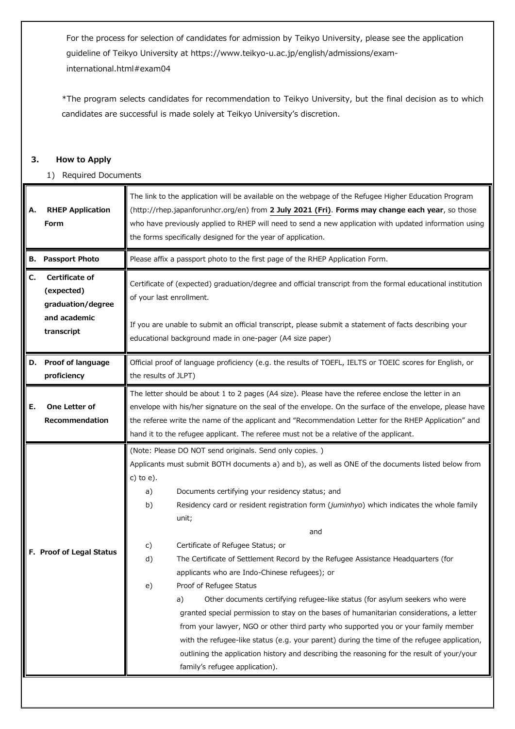For the process for selection of candidates for admission by Teikyo University, please see the application guideline of Teikyo University at https://www.teikyo-u.ac.jp/english/admissions/exam-international.html#exam04

*The program selects candidates for recommendation to Teikyo University, but the final decision as to which candidates are successful is made solely at Teikyo University's discretion.

### 3. How to Apply

1) Required Documents

| | |
|---|---|
| **A. RHEP Application Form** | The link to the application will be available on the webpage of the Refugee Higher Education Program (http://rhep.japanforunhcr.org/en) from **2 July 2021 (Fri)**. **Forms may change each year**, so those who have previously applied to RHEP will need to send a new application with updated information using the forms specifically designed for the year of application. |
| **B. Passport Photo** | Please affix a passport photo to the first page of the RHEP Application Form. |
| **C. Certificate of (expected) graduation/degree and academic transcript** | Certificate of (expected) graduation/degree and official transcript from the formal educational institution of your last enrollment.<br><br>If you are unable to submit an official transcript, please submit a statement of facts describing your educational background made in one-pager (A4 size paper) |
| **D. Proof of language proficiency** | Official proof of language proficiency (e.g. the results of TOEFL, IELTS or TOEIC scores for English, or the results of JLPT) |
| **E. One Letter of Recommendation** | The letter should be about 1 to 2 pages (A4 size). Please have the referee enclose the letter in an envelope with his/her signature on the seal of the envelope. On the surface of the envelope, please have the referee write the name of the applicant and "Recommendation Letter for the RHEP Application" and hand it to the refugee applicant. The referee must not be a relative of the applicant. |
| **F. Proof of Legal Status** | (Note: Please DO NOT send originals. Send only copies. )<br>Applicants must submit BOTH documents a) and b), as well as ONE of the documents listed below from c) to e).<br>a) Documents certifying your residency status; and<br>b) Residency card or resident registration form (*juminhyo*) which indicates the whole family unit;<br>and<br>c) Certificate of Refugee Status; or<br>d) The Certificate of Settlement Record by the Refugee Assistance Headquarters (for applicants who are Indo-Chinese refugees); or<br>e) Proof of Refugee Status<br>a) Other documents certifying refugee-like status (for asylum seekers who were granted special permission to stay on the bases of humanitarian considerations, a letter from your lawyer, NGO or other third party who supported you or your family member with the refugee-like status (e.g. your parent) during the time of the refugee application, outlining the application history and describing the reasoning for the result of your/your family's refugee application). |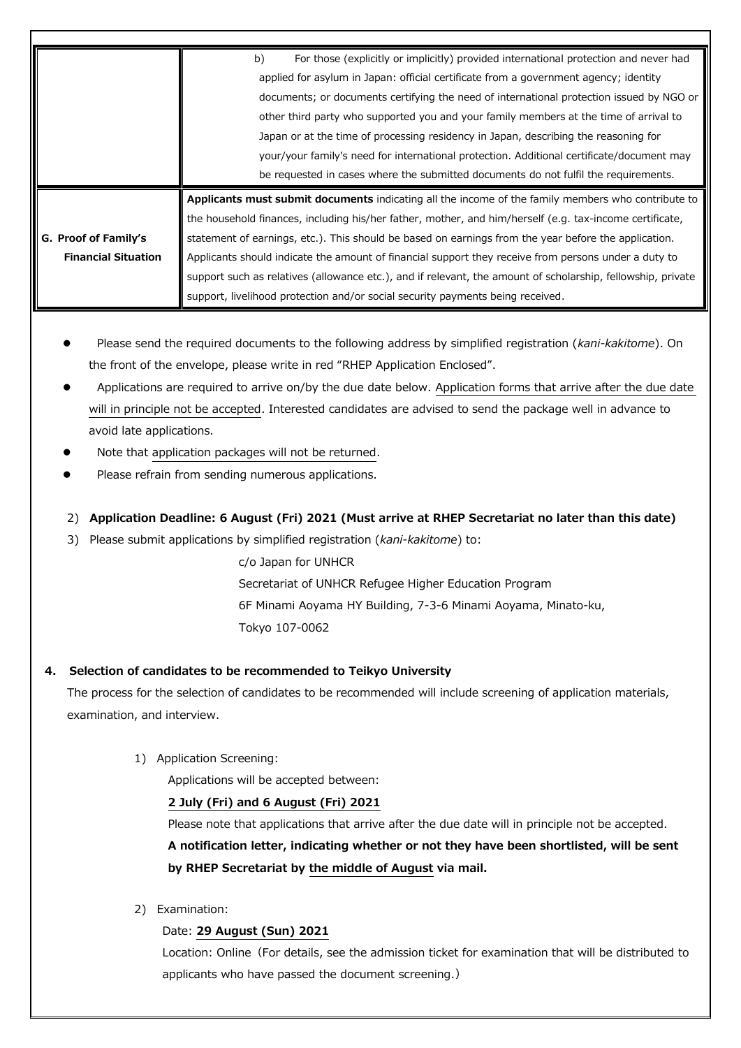| | |
|---|---|
| | b) For those (explicitly or implicitly) provided international protection and never had applied for asylum in Japan: official certificate from a government agency; identity documents; or documents certifying the need of international protection issued by NGO or other third party who supported you and your family members at the time of arrival to Japan or at the time of processing residency in Japan, describing the reasoning for your/your family's need for international protection. Additional certificate/document may be requested in cases where the submitted documents do not fulfil the requirements. |
| **G. Proof of Family's Financial Situation** | **Applicants must submit documents** indicating all the income of the family members who contribute to the household finances, including his/her father, mother, and him/herself (e.g. tax-income certificate, statement of earnings, etc.). This should be based on earnings from the year before the application. Applicants should indicate the amount of financial support they receive from persons under a duty to support such as relatives (allowance etc.), and if relevant, the amount of scholarship, fellowship, private support, livelihood protection and/or social security payments being received. |

- Please send the required documents to the following address by simplified registration (*kani-kakitome*). On the front of the envelope, please write in red "RHEP Application Enclosed".
- Applications are required to arrive on/by the due date below. Application forms that arrive after the due date will in principle not be accepted. Interested candidates are advised to send the package well in advance to avoid late applications.
- Note that application packages will not be returned.
- Please refrain from sending numerous applications.

2) **Application Deadline: 6 August (Fri) 2021 (Must arrive at RHEP Secretariat no later than this date)**

3) Please submit applications by simplified registration (*kani-kakitome*) to:

c/o Japan for UNHCR
Secretariat of UNHCR Refugee Higher Education Program
6F Minami Aoyama HY Building, 7-3-6 Minami Aoyama, Minato-ku,
Tokyo 107-0062

## 4. Selection of candidates to be recommended to Teikyo University

The process for the selection of candidates to be recommended will include screening of application materials, examination, and interview.

1) Application Screening:

Applications will be accepted between:

**2 July (Fri) and 6 August (Fri) 2021**

Please note that applications that arrive after the due date will in principle not be accepted.

**A notification letter, indicating whether or not they have been shortlisted, will be sent by RHEP Secretariat by the middle of August via mail.**

2) Examination:

Date: **29 August (Sun) 2021**

Location: Online（For details, see the admission ticket for examination that will be distributed to applicants who have passed the document screening.）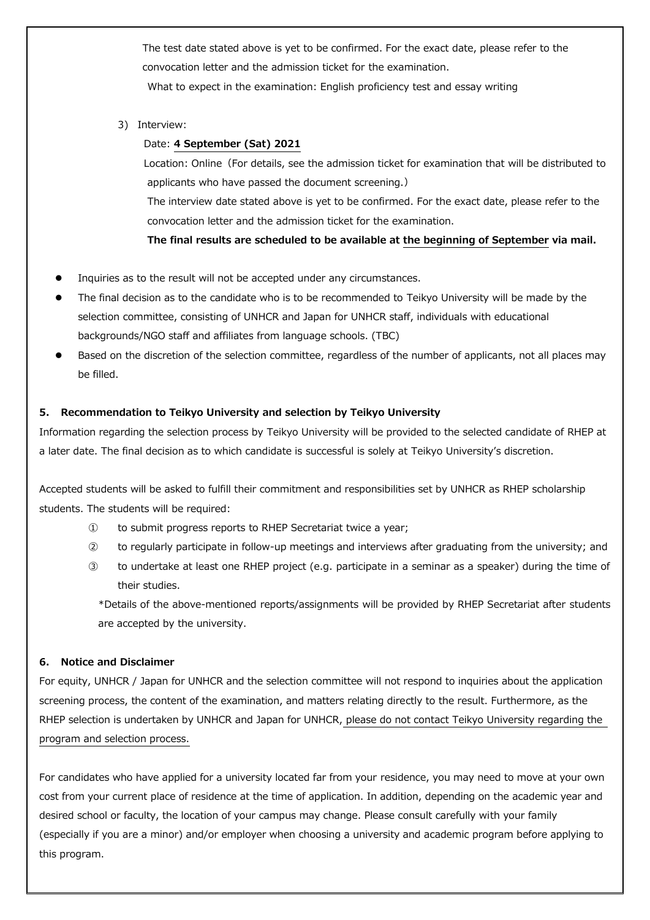The test date stated above is yet to be confirmed. For the exact date, please refer to the convocation letter and the admission ticket for the examination.

What to expect in the examination: English proficiency test and essay writing

3) Interview:

Date: **4 September (Sat) 2021**

Location: Online（For details, see the admission ticket for examination that will be distributed to applicants who have passed the document screening.）

The interview date stated above is yet to be confirmed. For the exact date, please refer to the convocation letter and the admission ticket for the examination.

**The final results are scheduled to be available at the beginning of September via mail.**

- Inquiries as to the result will not be accepted under any circumstances.
- The final decision as to the candidate who is to be recommended to Teikyo University will be made by the selection committee, consisting of UNHCR and Japan for UNHCR staff, individuals with educational backgrounds/NGO staff and affiliates from language schools. (TBC)
- Based on the discretion of the selection committee, regardless of the number of applicants, not all places may be filled.

### 5. Recommendation to Teikyo University and selection by Teikyo University

Information regarding the selection process by Teikyo University will be provided to the selected candidate of RHEP at a later date. The final decision as to which candidate is successful is solely at Teikyo University's discretion.

Accepted students will be asked to fulfill their commitment and responsibilities set by UNHCR as RHEP scholarship students. The students will be required:

① to submit progress reports to RHEP Secretariat twice a year;

② to regularly participate in follow-up meetings and interviews after graduating from the university; and

③ to undertake at least one RHEP project (e.g. participate in a seminar as a speaker) during the time of their studies.

*Details of the above-mentioned reports/assignments will be provided by RHEP Secretariat after students are accepted by the university.

### 6. Notice and Disclaimer

For equity, UNHCR / Japan for UNHCR and the selection committee will not respond to inquiries about the application screening process, the content of the examination, and matters relating directly to the result. Furthermore, as the RHEP selection is undertaken by UNHCR and Japan for UNHCR, please do not contact Teikyo University regarding the program and selection process.

For candidates who have applied for a university located far from your residence, you may need to move at your own cost from your current place of residence at the time of application. In addition, depending on the academic year and desired school or faculty, the location of your campus may change. Please consult carefully with your family (especially if you are a minor) and/or employer when choosing a university and academic program before applying to this program.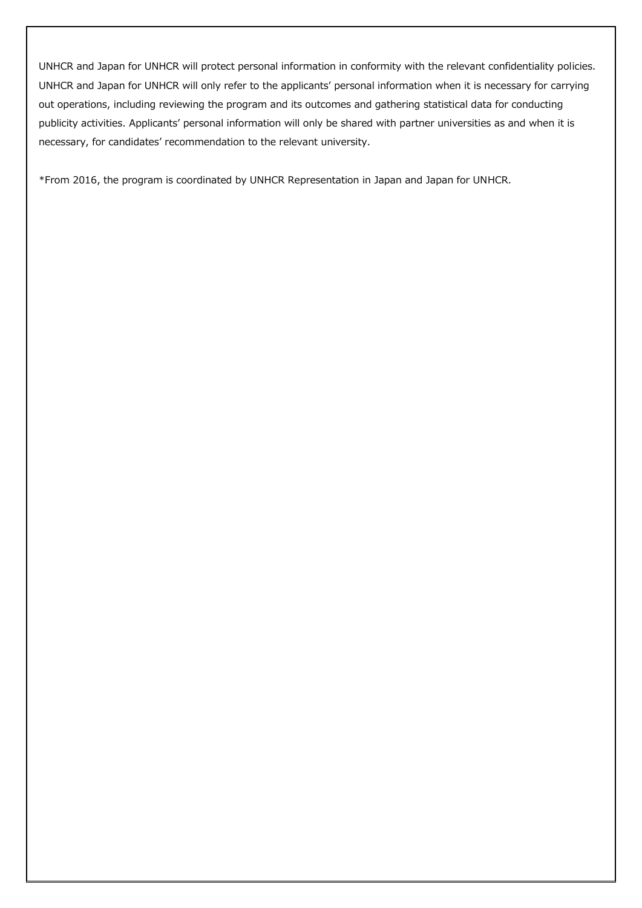UNHCR and Japan for UNHCR will protect personal information in conformity with the relevant confidentiality policies. UNHCR and Japan for UNHCR will only refer to the applicants' personal information when it is necessary for carrying out operations, including reviewing the program and its outcomes and gathering statistical data for conducting publicity activities. Applicants' personal information will only be shared with partner universities as and when it is necessary, for candidates' recommendation to the relevant university.

*From 2016, the program is coordinated by UNHCR Representation in Japan and Japan for UNHCR.